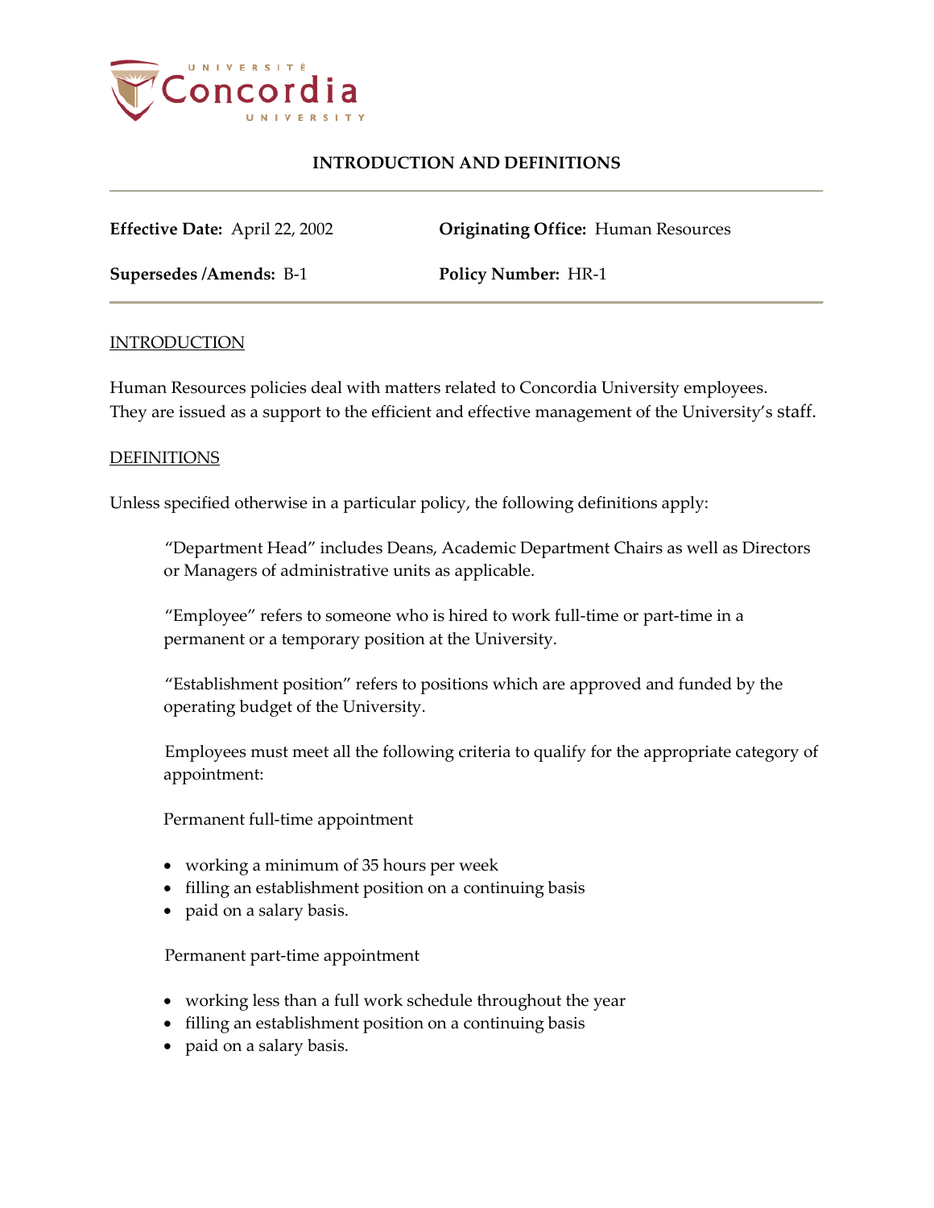# INTRODUCTION AND DEFINITIONS

**Effective Date:** April 22, 2002

**Originating Office:** Human Resources

**Supersedes /Amends:** B-1

**Policy Number:** HR-1

## INTRODUCTION

Human Resources policies deal with matters related to Concordia University employees. They are issued as a support to the efficient and effective management of the University's staff.

## DEFINITIONS

Unless specified otherwise in a particular policy, the following definitions apply:

"Department Head" includes Deans, Academic Department Chairs as well as Directors or Managers of administrative units as applicable.

"Employee" refers to someone who is hired to work full-time or part-time in a permanent or a temporary position at the University.

"Establishment position" refers to positions which are approved and funded by the operating budget of the University.

Employees must meet all the following criteria to qualify for the appropriate category of appointment:

Permanent full-time appointment

- working a minimum of 35 hours per week
- filling an establishment position on a continuing basis
- paid on a salary basis.

Permanent part-time appointment

- working less than a full work schedule throughout the year
- filling an establishment position on a continuing basis
- paid on a salary basis.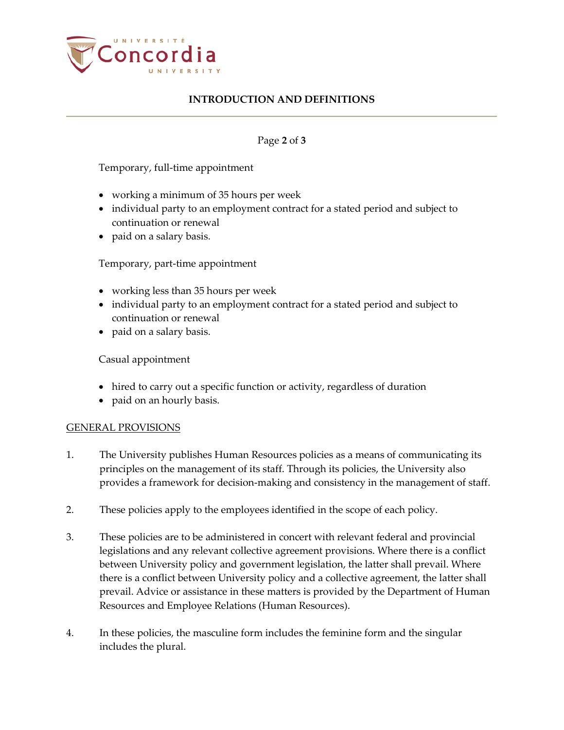Temporary, full-time appointment

- working a minimum of 35 hours per week
- individual party to an employment contract for a stated period and subject to continuation or renewal
- paid on a salary basis.

Temporary, part-time appointment

- working less than 35 hours per week
- individual party to an employment contract for a stated period and subject to continuation or renewal
- paid on a salary basis.

Casual appointment

- hired to carry out a specific function or activity, regardless of duration
- paid on an hourly basis.

## GENERAL PROVISIONS

1. The University publishes Human Resources policies as a means of communicating its principles on the management of its staff. Through its policies, the University also provides a framework for decision-making and consistency in the management of staff.

2. These policies apply to the employees identified in the scope of each policy.

3. These policies are to be administered in concert with relevant federal and provincial legislations and any relevant collective agreement provisions. Where there is a conflict between University policy and government legislation, the latter shall prevail. Where there is a conflict between University policy and a collective agreement, the latter shall prevail. Advice or assistance in these matters is provided by the Department of Human Resources and Employee Relations (Human Resources).

4. In these policies, the masculine form includes the feminine form and the singular includes the plural.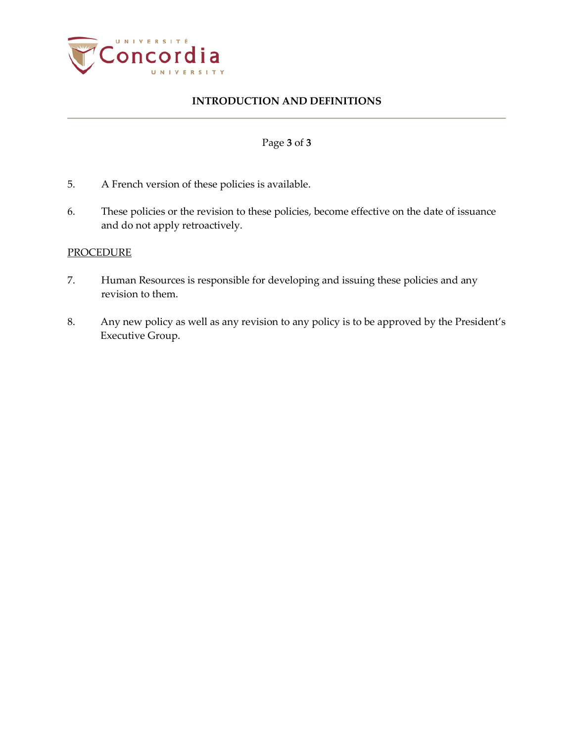5. A French version of these policies is available.

6. These policies or the revision to these policies, become effective on the date of issuance and do not apply retroactively.

PROCEDURE

7. Human Resources is responsible for developing and issuing these policies and any revision to them.

8. Any new policy as well as any revision to any policy is to be approved by the President's Executive Group.